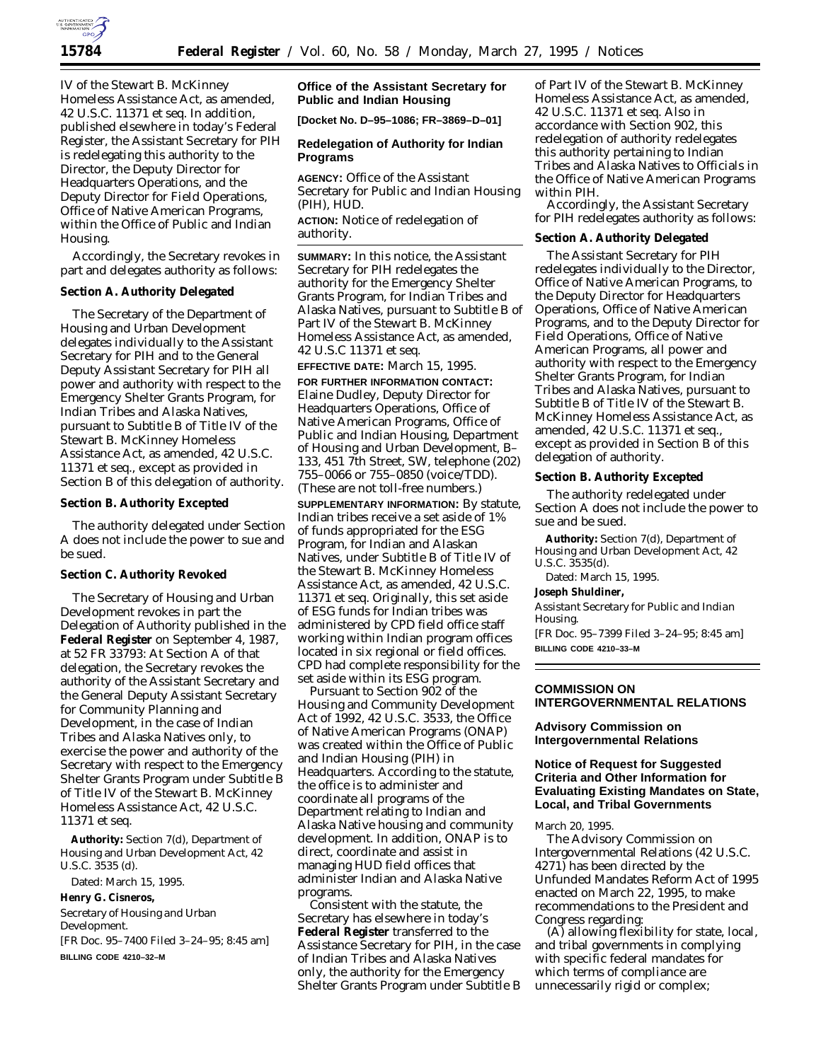IV of the Stewart B. McKinney Homeless Assistance Act, as amended, 42 U.S.C. 11371 et seq. In addition, published elsewhere in today's Federal Register, the Assistant Secretary for PIH is redelegating this authority to the Director, the Deputy Director for Headquarters Operations, and the Deputy Director for Field Operations, Office of Native American Programs, within the Office of Public and Indian Housing.

Accordingly, the Secretary revokes in part and delegates authority as follows:

**Section A. Authority Delegated**

The Secretary of the Department of Housing and Urban Development delegates individually to the Assistant Secretary for PIH and to the General Deputy Assistant Secretary for PIH all power and authority with respect to the Emergency Shelter Grants Program, for Indian Tribes and Alaska Natives, pursuant to Subtitle B of Title IV of the Stewart B. McKinney Homeless Assistance Act, as amended, 42 U.S.C. 11371 et seq., except as provided in Section B of this delegation of authority.

**Section B. Authority Excepted**

The authority delegated under Section A does not include the power to sue and be sued.

**Section C. Authority Revoked**

The Secretary of Housing and Urban Development revokes in part the Delegation of Authority published in the **Federal Register** on September 4, 1987, at 52 FR 33793: At Section A of that delegation, the Secretary revokes the authority of the Assistant Secretary and the General Deputy Assistant Secretary for Community Planning and Development, in the case of Indian Tribes and Alaska Natives only, to exercise the power and authority of the Secretary with respect to the Emergency Shelter Grants Program under Subtitle B of Title IV of the Stewart B. McKinney Homeless Assistance Act, 42 U.S.C. 11371 et seq.

**Authority:** Section 7(d), Department of Housing and Urban Development Act, 42 U.S.C. 3535 (d).

Dated: March 15, 1995.

**Henry G. Cisneros,**

*Secretary of Housing and Urban Development.*

[FR Doc. 95–7400 Filed 3–24–95; 8:45 am]

**BILLING CODE 4210–32–M**

## Office of the Assistant Secretary for Public and Indian Housing

**[Docket No. D–95–1086; FR–3869–D–01]**

### Redelegation of Authority for Indian Programs

**AGENCY:** Office of the Assistant Secretary for Public and Indian Housing (PIH), HUD.

**ACTION:** Notice of redelegation of authority.

**SUMMARY:** In this notice, the Assistant Secretary for PIH redelegates the authority for the Emergency Shelter Grants Program, for Indian Tribes and Alaska Natives, pursuant to Subtitle B of Part IV of the Stewart B. McKinney Homeless Assistance Act, as amended, 42 U.S.C 11371 et seq.

**EFFECTIVE DATE:** March 15, 1995.

**FOR FURTHER INFORMATION CONTACT:** Elaine Dudley, Deputy Director for Headquarters Operations, Office of Native American Programs, Office of Public and Indian Housing, Department of Housing and Urban Development, B–133, 451 7th Street, SW, telephone (202) 755–0066 or 755–0850 (voice/TDD). (These are not toll-free numbers.)

**SUPPLEMENTARY INFORMATION:** By statute, Indian tribes receive a set aside of 1% of funds appropriated for the ESG Program, for Indian and Alaskan Natives, under Subtitle B of Title IV of the Stewart B. McKinney Homeless Assistance Act, as amended, 42 U.S.C. 11371 et seq. Originally, this set aside of ESG funds for Indian tribes was administered by CPD field office staff working within Indian program offices located in six regional or field offices. CPD had complete responsibility for the set aside within its ESG program.

Pursuant to Section 902 of the Housing and Community Development Act of 1992, 42 U.S.C. 3533, the Office of Native American Programs (ONAP) was created within the Office of Public and Indian Housing (PIH) in Headquarters. According to the statute, the office is to administer and coordinate all programs of the Department relating to Indian and Alaska Native housing and community development. In addition, ONAP is to direct, coordinate and assist in managing HUD field offices that administer Indian and Alaska Native programs.

Consistent with the statute, the Secretary has elsewhere in today's **Federal Register** transferred to the Assistance Secretary for PIH, in the case of Indian Tribes and Alaska Natives only, the authority for the Emergency Shelter Grants Program under Subtitle B of Part IV of the Stewart B. McKinney Homeless Assistance Act, as amended, 42 U.S.C. 11371 et seq. Also in accordance with Section 902, this redelegation of authority redelegates this authority pertaining to Indian Tribes and Alaska Natives to Officials in the Office of Native American Programs within PIH.

Accordingly, the Assistant Secretary for PIH redelegates authority as follows:

**Section A. Authority Delegated**

The Assistant Secretary for PIH redelegates individually to the Director, Office of Native American Programs, to the Deputy Director for Headquarters Operations, Office of Native American Programs, and to the Deputy Director for Field Operations, Office of Native American Programs, all power and authority with respect to the Emergency Shelter Grants Program, for Indian Tribes and Alaska Natives, pursuant to Subtitle B of Title IV of the Stewart B. McKinney Homeless Assistance Act, as amended, 42 U.S.C. 11371 et seq., except as provided in Section B of this delegation of authority.

**Section B. Authority Excepted**

The authority redelegated under Section A does not include the power to sue and be sued.

**Authority:** Section 7(d), Department of Housing and Urban Development Act, 42 U.S.C. 3535(d).

Dated: March 15, 1995.

**Joseph Shuldiner,**

*Assistant Secretary for Public and Indian Housing.*

[FR Doc. 95–7399 Filed 3–24–95; 8:45 am]

**BILLING CODE 4210–33–M**

## COMMISSION ON INTERGOVERNMENTAL RELATIONS

### Advisory Commission on Intergovernmental Relations

### Notice of Request for Suggested Criteria and Other Information for Evaluating Existing Mandates on State, Local, and Tribal Governments

March 20, 1995.

The Advisory Commission on Intergovernmental Relations (42 U.S.C. 4271) has been directed by the Unfunded Mandates Reform Act of 1995 enacted on March 22, 1995, to make recommendations to the President and Congress regarding:

(A) allowing flexibility for state, local, and tribal governments in complying with specific federal mandates for which terms of compliance are unnecessarily rigid or complex;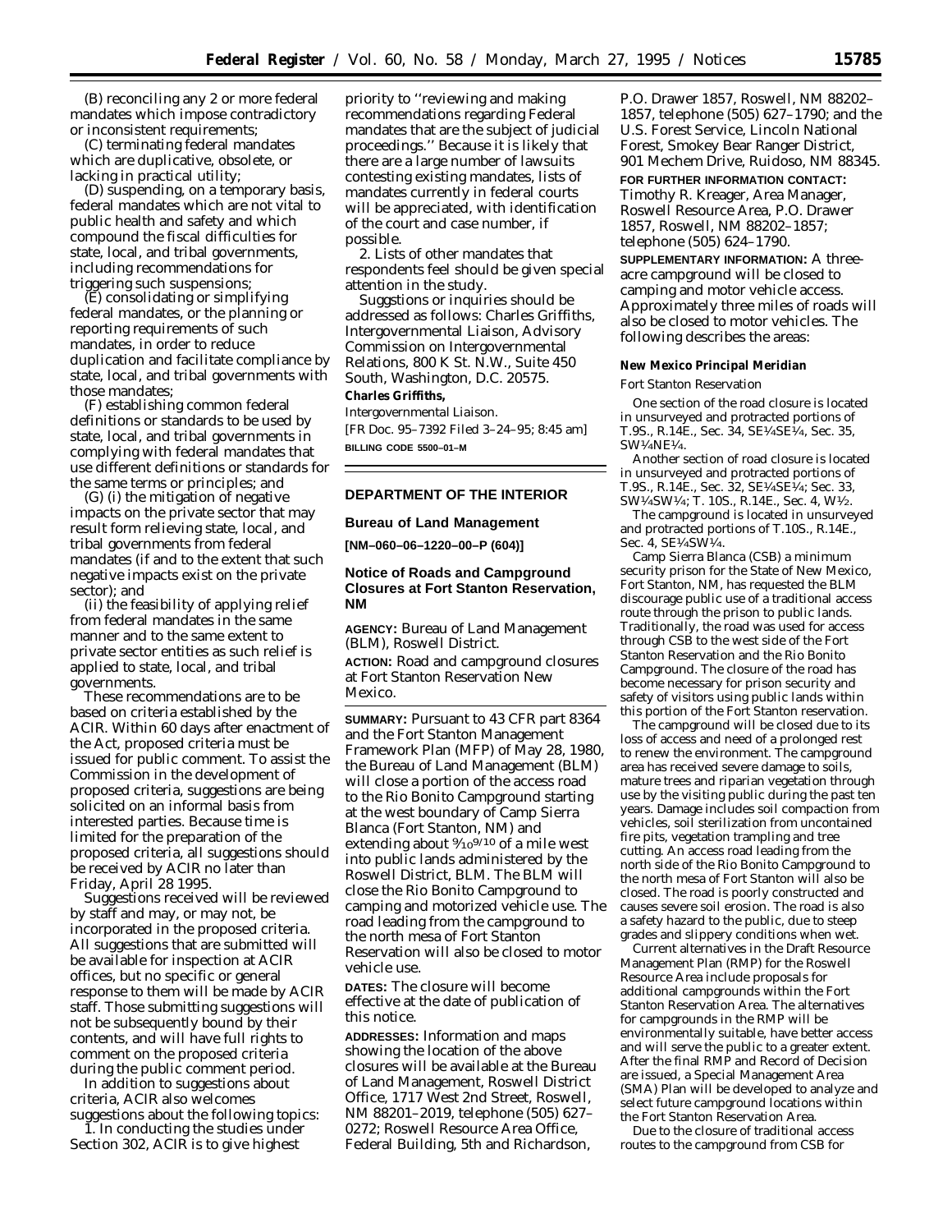(B) reconciling any 2 or more federal mandates which impose contradictory or inconsistent requirements;

(C) terminating federal mandates which are duplicative, obsolete, or lacking in practical utility;

(D) suspending, on a temporary basis, federal mandates which are not vital to public health and safety and which compound the fiscal difficulties for state, local, and tribal governments, including recommendations for triggering such suspensions;

(E) consolidating or simplifying federal mandates, or the planning or reporting requirements of such mandates, in order to reduce duplication and facilitate compliance by state, local, and tribal governments with those mandates;

(F) establishing common federal definitions or standards to be used by state, local, and tribal governments in complying with federal mandates that use different definitions or standards for the same terms or principles; and

(G) (i) the mitigation of negative impacts on the private sector that may result form relieving state, local, and tribal governments from federal mandates (if and to the extent that such negative impacts exist on the private sector); and

(ii) the feasibility of applying relief from federal mandates in the same manner and to the same extent to private sector entities as such relief is applied to state, local, and tribal governments.

These recommendations are to be based on criteria established by the ACIR. Within 60 days after enactment of the Act, proposed criteria must be issued for public comment. To assist the Commission in the development of proposed criteria, suggestions are being solicited on an informal basis from interested parties. Because time is limited for the preparation of the proposed criteria, all suggestions should be received by ACIR no later than Friday, April 28 1995.

Suggestions received will be reviewed by staff and may, or may not, be incorporated in the proposed criteria. All suggestions that are submitted will be available for inspection at ACIR offices, but no specific or general response to them will be made by ACIR staff. Those submitting suggestions will not be subsequently bound by their contents, and will have full rights to comment on the proposed criteria during the public comment period.

In addition to suggestions about criteria, ACIR also welcomes suggestions about the following topics:

1. In conducting the studies under Section 302, ACIR is to give highest priority to ''reviewing and making recommendations regarding Federal mandates that are the subject of judicial proceedings.'' Because it is likely that there are a large number of lawsuits contesting existing mandates, lists of mandates currently in federal courts will be appreciated, with identification of the court and case number, if possible.

2. Lists of other mandates that respondents feel should be given special attention in the study.

Suggstions or inquiries should be addressed as follows: Charles Griffiths, Intergovernmental Liaison, Advisory Commission on Intergovernmental Relations, 800 K St. N.W., Suite 450 South, Washington, D.C. 20575.

**Charles Griffiths,**

*Intergovernmental Liaison.*

[FR Doc. 95–7392 Filed 3–24–95; 8:45 am]

**BILLING CODE 5500–01–M**

---

## DEPARTMENT OF THE INTERIOR

### Bureau of Land Management

**[NM–060–06–1220–00–P (604)]**

### Notice of Roads and Campground Closures at Fort Stanton Reservation, NM

**AGENCY:** Bureau of Land Management (BLM), Roswell District.

**ACTION:** Road and campground closures at Fort Stanton Reservation New Mexico.

**SUMMARY:** Pursuant to 43 CFR part 8364 and the Fort Stanton Management Framework Plan (MFP) of May 28, 1980, the Bureau of Land Management (BLM) will close a portion of the access road to the Rio Bonito Campground starting at the west boundary of Camp Sierra Blanca (Fort Stanton, NM) and extending about 9/10 of a mile west into public lands administered by the Roswell District, BLM. The BLM will close the Rio Bonito Campground to camping and motorized vehicle use. The road leading from the campground to the north mesa of Fort Stanton Reservation will also be closed to motor vehicle use.

**DATES:** The closure will become effective at the date of publication of this notice.

**ADDRESSES:** Information and maps showing the location of the above closures will be available at the Bureau of Land Management, Roswell District Office, 1717 West 2nd Street, Roswell, NM 88201–2019, telephone (505) 627–0272; Roswell Resource Area Office, Federal Building, 5th and Richardson, P.O. Drawer 1857, Roswell, NM 88202–1857, telephone (505) 627–1790; and the U.S. Forest Service, Lincoln National Forest, Smokey Bear Ranger District, 901 Mechem Drive, Ruidoso, NM 88345.

**FOR FURTHER INFORMATION CONTACT:** Timothy R. Kreager, Area Manager, Roswell Resource Area, P.O. Drawer 1857, Roswell, NM 88202–1857; telephone (505) 624–1790.

**SUPPLEMENTARY INFORMATION:** A three-acre campground will be closed to camping and motor vehicle access. Approximately three miles of roads will also be closed to motor vehicles. The following describes the areas:

**New Mexico Principal Meridian**

Fort Stanton Reservation

One section of the road closure is located in unsurveyed and protracted portions of T.9S., R.14E., Sec. 34, SE¼SE¼, Sec. 35, SW¼NE¼.

Another section of road closure is located in unsurveyed and protracted portions of T.9S., R.14E., Sec. 32, SE¼SE¼; Sec. 33, SW¼SW¼; T. 10S., R.14E., Sec. 4, W½.

The campground is located in unsurveyed and protracted portions of T.10S., R.14E., Sec. 4, SE¼SW¼.

Camp Sierra Blanca (CSB) a minimum security prison for the State of New Mexico, Fort Stanton, NM, has requested the BLM discourage public use of a traditional access route through the prison to public lands. Traditionally, the road was used for access through CSB to the west side of the Fort Stanton Reservation and the Rio Bonito Campground. The closure of the road has become necessary for prison security and safety of visitors using public lands within this portion of the Fort Stanton reservation.

The campground will be closed due to its loss of access and need of a prolonged rest to renew the environment. The campground area has received severe damage to soils, mature trees and riparian vegetation through use by the visiting public during the past ten years. Damage includes soil compaction from vehicles, soil sterilization from uncontained fire pits, vegetation trampling and tree cutting. An access road leading from the north side of the Rio Bonito Campground to the north mesa of Fort Stanton will also be closed. The road is poorly constructed and causes severe soil erosion. The road is also a safety hazard to the public, due to steep grades and slippery conditions when wet.

Current alternatives in the Draft Resource Management Plan (RMP) for the Roswell Resource Area include proposals for additional campgrounds within the Fort Stanton Reservation Area. The alternatives for campgrounds in the RMP will be environmentally suitable, have better access and will serve the public to a greater extent. After the final RMP and Record of Decision are issued, a Special Management Area (SMA) Plan will be developed to analyze and select future campground locations within the Fort Stanton Reservation Area.

Due to the closure of traditional access routes to the campground from CSB for